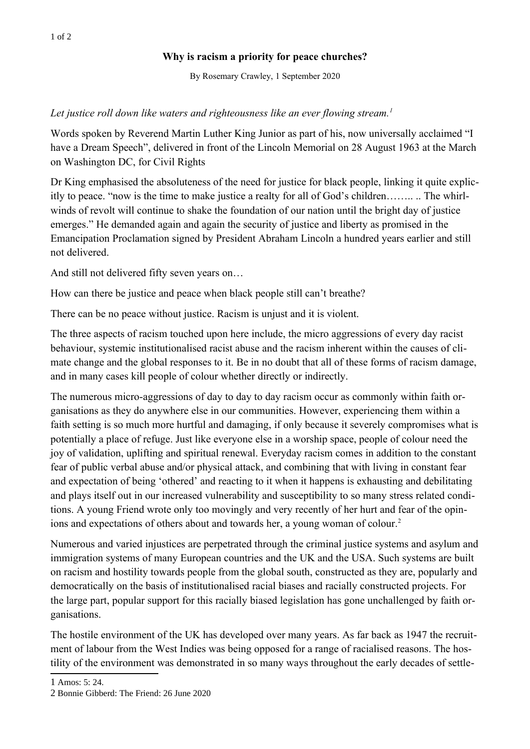## Why is racism a priority for peace churches?

By Rosemary Crawley, 1 September 2020

*Let justice roll down like waters and righteousness like an ever flowing stream.*[1]

Words spoken by Reverend Martin Luther King Junior as part of his, now universally acclaimed "I have a Dream Speech", delivered in front of the Lincoln Memorial on 28 August 1963 at the March on Washington DC, for Civil Rights

Dr King emphasised the absoluteness of the need for justice for black people, linking it quite explicitly to peace. "now is the time to make justice a realty for all of God's children…….. .. The whirlwinds of revolt will continue to shake the foundation of our nation until the bright day of justice emerges." He demanded again and again the security of justice and liberty as promised in the Emancipation Proclamation signed by President Abraham Lincoln a hundred years earlier and still not delivered.

And still not delivered fifty seven years on…

How can there be justice and peace when black people still can't breathe?

There can be no peace without justice. Racism is unjust and it is violent.

The three aspects of racism touched upon here include, the micro aggressions of every day racist behaviour, systemic institutionalised racist abuse and the racism inherent within the causes of climate change and the global responses to it. Be in no doubt that all of these forms of racism damage, and in many cases kill people of colour whether directly or indirectly.

The numerous micro-aggressions of day to day to day racism occur as commonly within faith organisations as they do anywhere else in our communities. However, experiencing them within a faith setting is so much more hurtful and damaging, if only because it severely compromises what is potentially a place of refuge. Just like everyone else in a worship space, people of colour need the joy of validation, uplifting and spiritual renewal. Everyday racism comes in addition to the constant fear of public verbal abuse and/or physical attack, and combining that with living in constant fear and expectation of being 'othered' and reacting to it when it happens is exhausting and debilitating and plays itself out in our increased vulnerability and susceptibility to so many stress related conditions. A young Friend wrote only too movingly and very recently of her hurt and fear of the opinions and expectations of others about and towards her, a young woman of colour.[2]

Numerous and varied injustices are perpetrated through the criminal justice systems and asylum and immigration systems of many European countries and the UK and the USA. Such systems are built on racism and hostility towards people from the global south, constructed as they are, popularly and democratically on the basis of institutionalised racial biases and racially constructed projects. For the large part, popular support for this racially biased legislation has gone unchallenged by faith organisations.

The hostile environment of the UK has developed over many years. As far back as 1947 the recruitment of labour from the West Indies was being opposed for a range of racialised reasons. The hostility of the environment was demonstrated in so many ways throughout the early decades of settle-

[1] Amos: 5: 24.

[2] Bonnie Gibberd: The Friend: 26 June 2020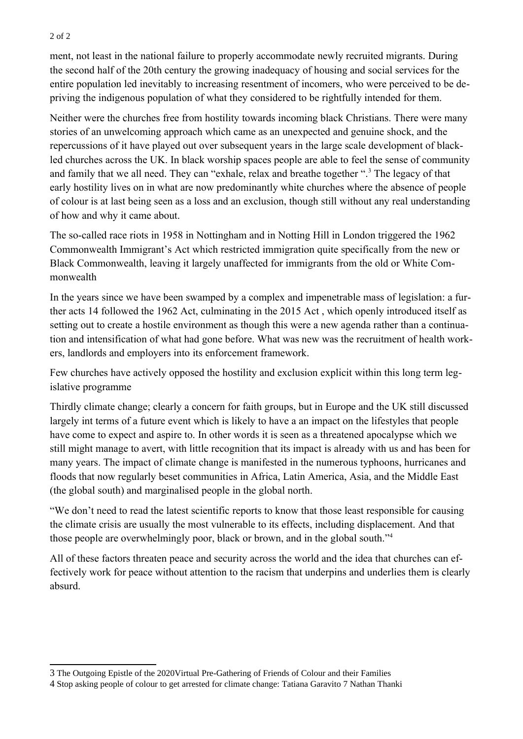ment, not least in the national failure to properly accommodate newly recruited migrants. During the second half of the 20th century the growing inadequacy of housing and social services for the entire population led inevitably to increasing resentment of incomers, who were perceived to be depriving the indigenous population of what they considered to be rightfully intended for them.

Neither were the churches free from hostility towards incoming black Christians. There were many stories of an unwelcoming approach which came as an unexpected and genuine shock, and the repercussions of it have played out over subsequent years in the large scale development of black-led churches across the UK. In black worship spaces people are able to feel the sense of community and family that we all need. They can "exhale, relax and breathe together ".[3] The legacy of that early hostility lives on in what are now predominantly white churches where the absence of people of colour is at last being seen as a loss and an exclusion, though still without any real understanding of how and why it came about.

The so-called race riots in 1958 in Nottingham and in Notting Hill in London triggered the 1962 Commonwealth Immigrant's Act which restricted immigration quite specifically from the new or Black Commonwealth, leaving it largely unaffected for immigrants from the old or White Commonwealth

In the years since we have been swamped by a complex and impenetrable mass of legislation: a further acts 14 followed the 1962 Act, culminating in the 2015 Act , which openly introduced itself as setting out to create a hostile environment as though this were a new agenda rather than a continuation and intensification of what had gone before. What was new was the recruitment of health workers, landlords and employers into its enforcement framework.

Few churches have actively opposed the hostility and exclusion explicit within this long term legislative programme

Thirdly climate change; clearly a concern for faith groups, but in Europe and the UK still discussed largely int terms of a future event which is likely to have a an impact on the lifestyles that people have come to expect and aspire to. In other words it is seen as a threatened apocalypse which we still might manage to avert, with little recognition that its impact is already with us and has been for many years. The impact of climate change is manifested in the numerous typhoons, hurricanes and floods that now regularly beset communities in Africa, Latin America, Asia, and the Middle East (the global south) and marginalised people in the global north.

"We don't need to read the latest scientific reports to know that those least responsible for causing the climate crisis are usually the most vulnerable to its effects, including displacement. And that those people are overwhelmingly poor, black or brown, and in the global south."[4]

All of these factors threaten peace and security across the world and the idea that churches can effectively work for peace without attention to the racism that underpins and underlies them is clearly absurd.

---

3 The Outgoing Epistle of the 2020Virtual Pre-Gathering of Friends of Colour and their Families

4 Stop asking people of colour to get arrested for climate change: Tatiana Garavito 7 Nathan Thanki